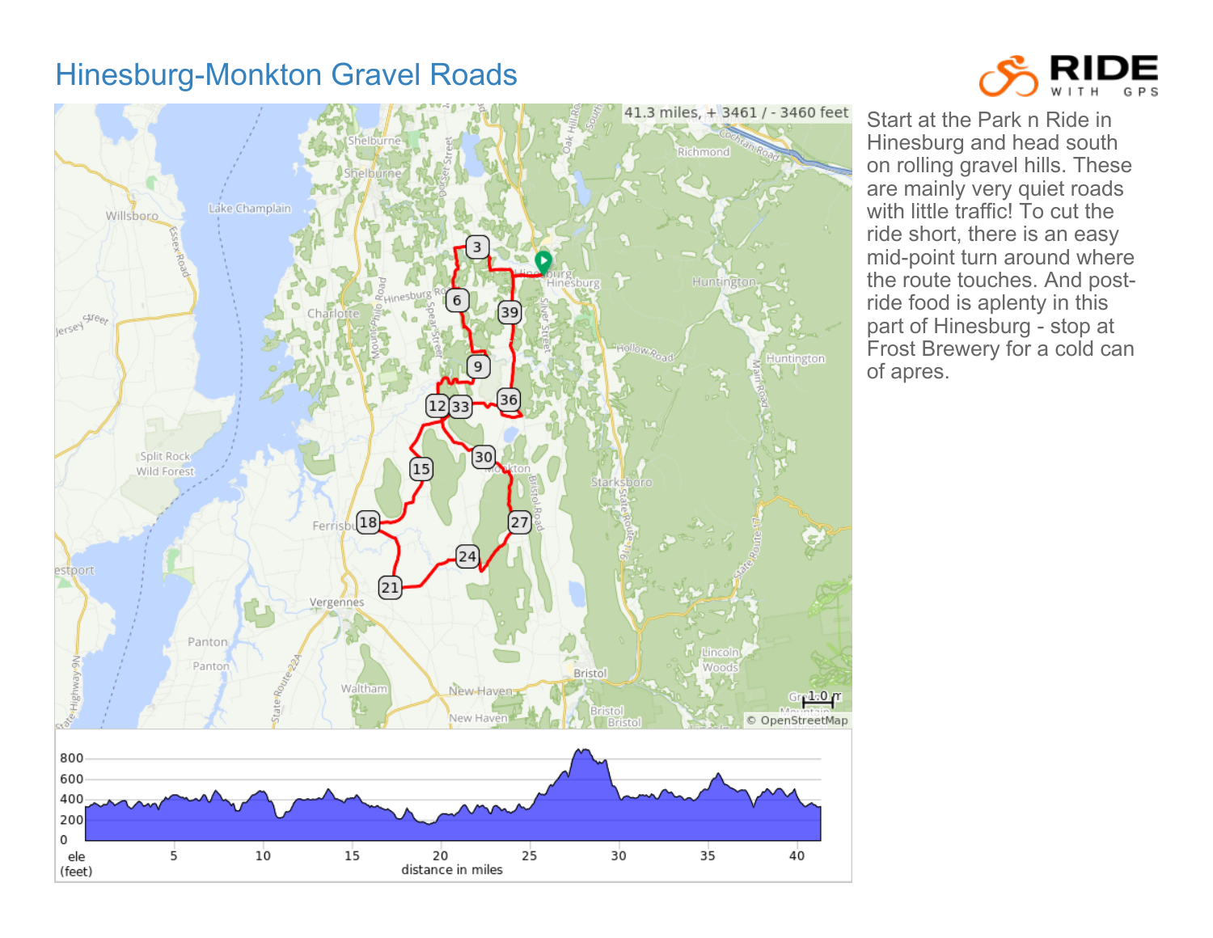# Hinesburg-Monkton Gravel Roads

RIDE WITH GPS

41.3 miles, + 3461 / - 3460 feet

Start at the Park n Ride in Hinesburg and head south on rolling gravel hills. These are mainly very quiet roads with little traffic! To cut the ride short, there is an easy mid-point turn around where the route touches. And post-ride food is aplenty in this part of Hinesburg - stop at Frost Brewery for a cold can of apres.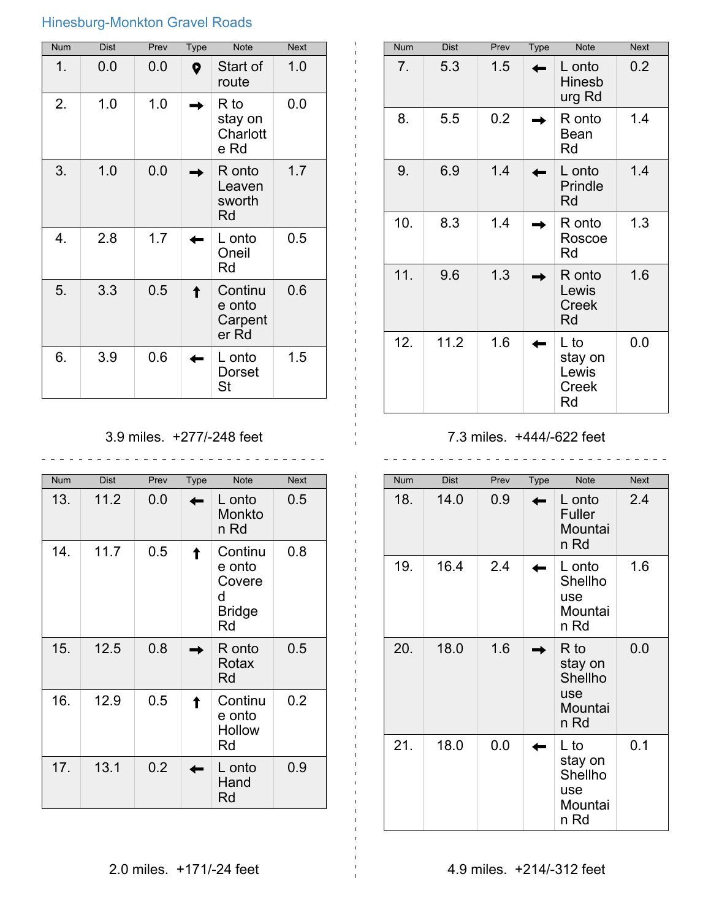## Hinesburg-Monkton Gravel Roads

| Num | Dist | Prev | Type | Note | Next |
|---|---|---|---|---|---|
| 1. | 0.0 | 0.0 | 📍 | Start of route | 1.0 |
| 2. | 1.0 | 1.0 | → | R to stay on Charlotte Rd | 0.0 |
| 3. | 1.0 | 0.0 | → | R onto Leavensworth Rd | 1.7 |
| 4. | 2.8 | 1.7 | ← | L onto Oneil Rd | 0.5 |
| 5. | 3.3 | 0.5 | ↑ | Continue onto Carpenter Rd | 0.6 |
| 6. | 3.9 | 0.6 | ← | L onto Dorset St | 1.5 |

3.9 miles. +277/-248 feet

| Num | Dist | Prev | Type | Note | Next |
|---|---|---|---|---|---|
| 7. | 5.3 | 1.5 | ← | L onto Hinesburg Rd | 0.2 |
| 8. | 5.5 | 0.2 | → | R onto Bean Rd | 1.4 |
| 9. | 6.9 | 1.4 | ← | L onto Prindle Rd | 1.4 |
| 10. | 8.3 | 1.4 | → | R onto Roscoe Rd | 1.3 |
| 11. | 9.6 | 1.3 | → | R onto Lewis Creek Rd | 1.6 |
| 12. | 11.2 | 1.6 | ← | L to stay on Lewis Creek Rd | 0.0 |

7.3 miles. +444/-622 feet

| Num | Dist | Prev | Type | Note | Next |
|---|---|---|---|---|---|
| 13. | 11.2 | 0.0 | ← | L onto Monkton Rd | 0.5 |
| 14. | 11.7 | 0.5 | ↑ | Continue onto Covered Bridge Rd | 0.8 |
| 15. | 12.5 | 0.8 | → | R onto Rotax Rd | 0.5 |
| 16. | 12.9 | 0.5 | ↑ | Continue onto Hollow Rd | 0.2 |
| 17. | 13.1 | 0.2 | ← | L onto Hand Rd | 0.9 |

2.0 miles. +171/-24 feet

| Num | Dist | Prev | Type | Note | Next |
|---|---|---|---|---|---|
| 18. | 14.0 | 0.9 | ← | L onto Fuller Mountain Rd | 2.4 |
| 19. | 16.4 | 2.4 | ← | L onto Shellhouse Mountain Rd | 1.6 |
| 20. | 18.0 | 1.6 | → | R to stay on Shellhouse Mountain Rd | 0.0 |
| 21. | 18.0 | 0.0 | ← | L to stay on Shellhouse Mountain Rd | 0.1 |

4.9 miles. +214/-312 feet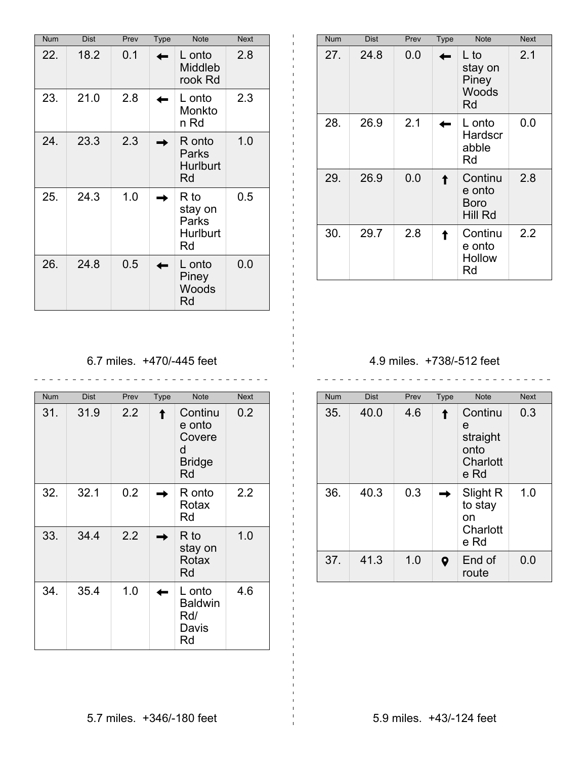| Num | Dist | Prev | Type | Note | Next |
|---|---|---|---|---|---|
| 22. | 18.2 | 0.1 | ← | L onto Middlebrook Rd | 2.8 |
| 23. | 21.0 | 2.8 | ← | L onto Monkton Rd | 2.3 |
| 24. | 23.3 | 2.3 | → | R onto Parks Hurlburt Rd | 1.0 |
| 25. | 24.3 | 1.0 | → | R to stay on Parks Hurlburt Rd | 0.5 |
| 26. | 24.8 | 0.5 | ← | L onto Piney Woods Rd | 0.0 |

6.7 miles. +470/-445 feet

| Num | Dist | Prev | Type | Note | Next |
|---|---|---|---|---|---|
| 27. | 24.8 | 0.0 | ← | L to stay on Piney Woods Rd | 2.1 |
| 28. | 26.9 | 2.1 | ← | L onto Hardscrabble Rd | 0.0 |
| 29. | 26.9 | 0.0 | ↑ | Continue onto Boro Hill Rd | 2.8 |
| 30. | 29.7 | 2.8 | ↑ | Continue onto Hollow Rd | 2.2 |

4.9 miles. +738/-512 feet

| Num | Dist | Prev | Type | Note | Next |
|---|---|---|---|---|---|
| 31. | 31.9 | 2.2 | ↑ | Continue onto Covered Bridge Rd | 0.2 |
| 32. | 32.1 | 0.2 | → | R onto Rotax Rd | 2.2 |
| 33. | 34.4 | 2.2 | → | R to stay on Rotax Rd | 1.0 |
| 34. | 35.4 | 1.0 | ← | L onto Baldwin Rd/ Davis Rd | 4.6 |

5.7 miles. +346/-180 feet

| Num | Dist | Prev | Type | Note | Next |
|---|---|---|---|---|---|
| 35. | 40.0 | 4.6 | ↑ | Continue straight onto Charlotte Rd | 0.3 |
| 36. | 40.3 | 0.3 | → | Slight R to stay on Charlotte Rd | 1.0 |
| 37. | 41.3 | 1.0 | 📍 | End of route | 0.0 |

5.9 miles. +43/-124 feet